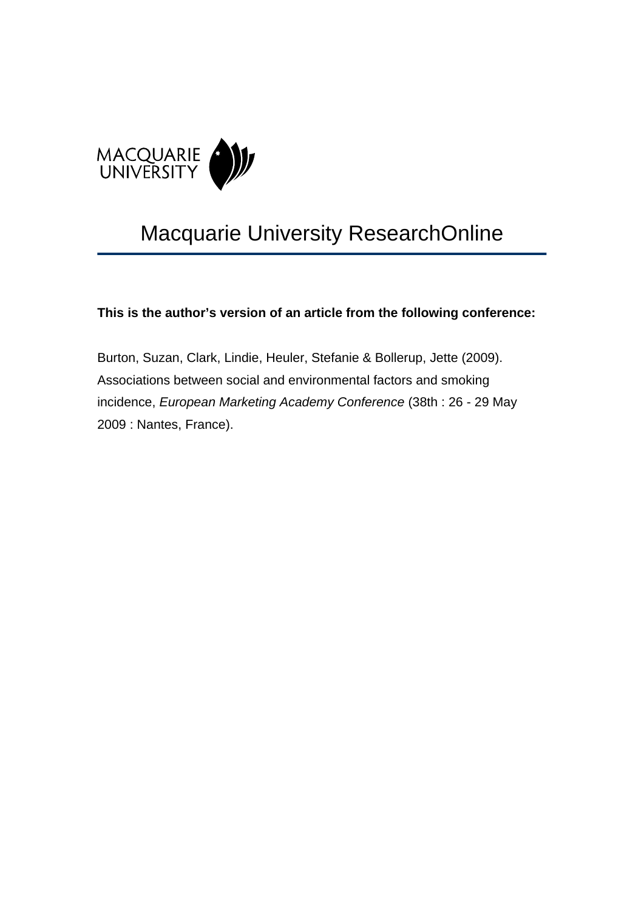MACQUARIE UNIVERSITY

# Macquarie University ResearchOnline

**This is the author's version of an article from the following conference:**

Burton, Suzan, Clark, Lindie, Heuler, Stefanie & Bollerup, Jette (2009). Associations between social and environmental factors and smoking incidence, *European Marketing Academy Conference* (38th : 26 - 29 May 2009 : Nantes, France).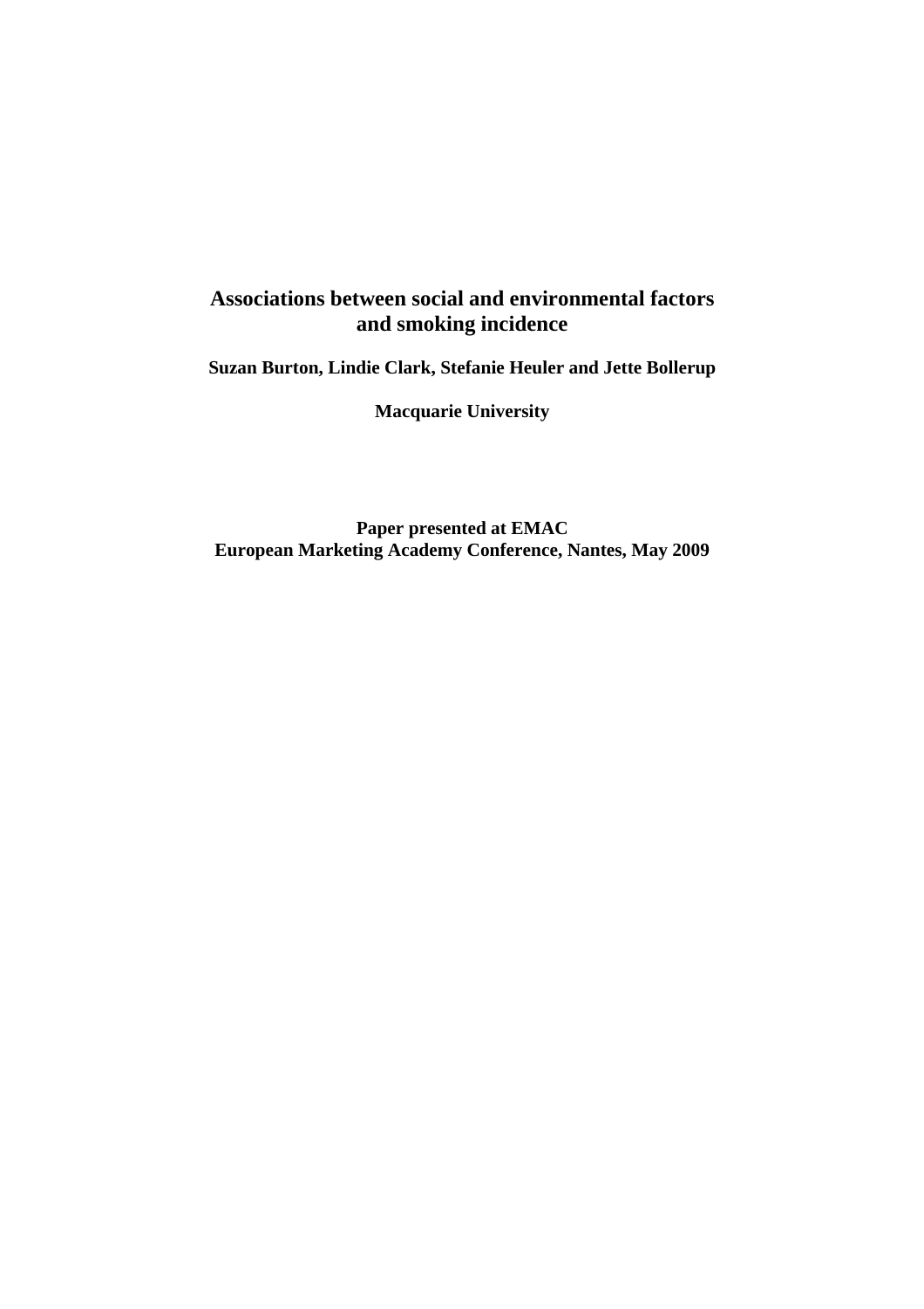# Associations between social and environmental factors and smoking incidence

**Suzan Burton, Lindie Clark, Stefanie Heuler and Jette Bollerup**

**Macquarie University**

**Paper presented at EMAC**
**European Marketing Academy Conference, Nantes, May 2009**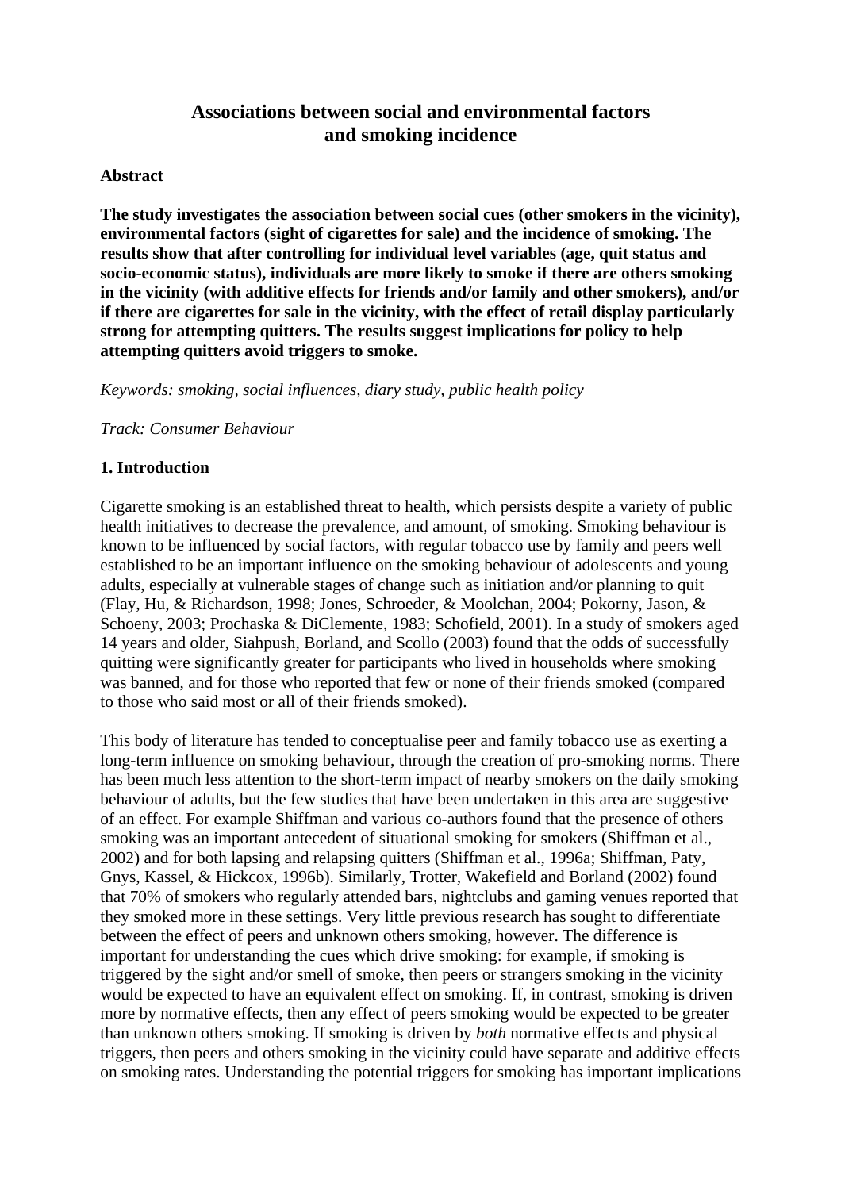# Associations between social and environmental factors and smoking incidence

## Abstract

**The study investigates the association between social cues (other smokers in the vicinity), environmental factors (sight of cigarettes for sale) and the incidence of smoking. The results show that after controlling for individual level variables (age, quit status and socio-economic status), individuals are more likely to smoke if there are others smoking in the vicinity (with additive effects for friends and/or family and other smokers), and/or if there are cigarettes for sale in the vicinity, with the effect of retail display particularly strong for attempting quitters. The results suggest implications for policy to help attempting quitters avoid triggers to smoke.**

*Keywords: smoking, social influences, diary study, public health policy*

*Track: Consumer Behaviour*

## 1. Introduction

Cigarette smoking is an established threat to health, which persists despite a variety of public health initiatives to decrease the prevalence, and amount, of smoking. Smoking behaviour is known to be influenced by social factors, with regular tobacco use by family and peers well established to be an important influence on the smoking behaviour of adolescents and young adults, especially at vulnerable stages of change such as initiation and/or planning to quit (Flay, Hu, & Richardson, 1998; Jones, Schroeder, & Moolchan, 2004; Pokorny, Jason, & Schoeny, 2003; Prochaska & DiClemente, 1983; Schofield, 2001). In a study of smokers aged 14 years and older, Siahpush, Borland, and Scollo (2003) found that the odds of successfully quitting were significantly greater for participants who lived in households where smoking was banned, and for those who reported that few or none of their friends smoked (compared to those who said most or all of their friends smoked).

This body of literature has tended to conceptualise peer and family tobacco use as exerting a long-term influence on smoking behaviour, through the creation of pro-smoking norms. There has been much less attention to the short-term impact of nearby smokers on the daily smoking behaviour of adults, but the few studies that have been undertaken in this area are suggestive of an effect. For example Shiffman and various co-authors found that the presence of others smoking was an important antecedent of situational smoking for smokers (Shiffman et al., 2002) and for both lapsing and relapsing quitters (Shiffman et al., 1996a; Shiffman, Paty, Gnys, Kassel, & Hickcox, 1996b). Similarly, Trotter, Wakefield and Borland (2002) found that 70% of smokers who regularly attended bars, nightclubs and gaming venues reported that they smoked more in these settings. Very little previous research has sought to differentiate between the effect of peers and unknown others smoking, however. The difference is important for understanding the cues which drive smoking: for example, if smoking is triggered by the sight and/or smell of smoke, then peers or strangers smoking in the vicinity would be expected to have an equivalent effect on smoking. If, in contrast, smoking is driven more by normative effects, then any effect of peers smoking would be expected to be greater than unknown others smoking. If smoking is driven by *both* normative effects and physical triggers, then peers and others smoking in the vicinity could have separate and additive effects on smoking rates. Understanding the potential triggers for smoking has important implications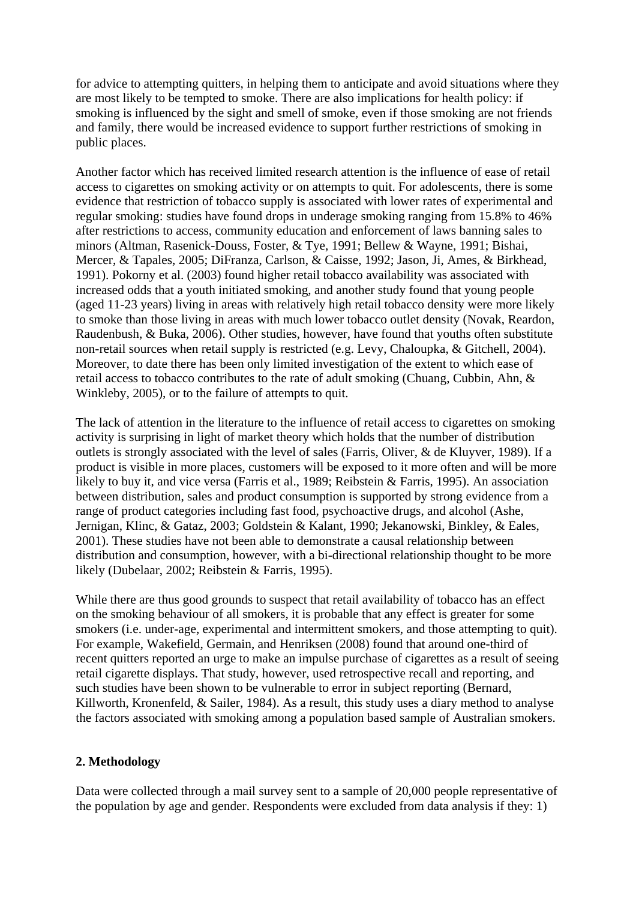for advice to attempting quitters, in helping them to anticipate and avoid situations where they are most likely to be tempted to smoke. There are also implications for health policy: if smoking is influenced by the sight and smell of smoke, even if those smoking are not friends and family, there would be increased evidence to support further restrictions of smoking in public places.

Another factor which has received limited research attention is the influence of ease of retail access to cigarettes on smoking activity or on attempts to quit. For adolescents, there is some evidence that restriction of tobacco supply is associated with lower rates of experimental and regular smoking: studies have found drops in underage smoking ranging from 15.8% to 46% after restrictions to access, community education and enforcement of laws banning sales to minors (Altman, Rasenick-Douss, Foster, & Tye, 1991; Bellew & Wayne, 1991; Bishai, Mercer, & Tapales, 2005; DiFranza, Carlson, & Caisse, 1992; Jason, Ji, Ames, & Birkhead, 1991). Pokorny et al. (2003) found higher retail tobacco availability was associated with increased odds that a youth initiated smoking, and another study found that young people (aged 11-23 years) living in areas with relatively high retail tobacco density were more likely to smoke than those living in areas with much lower tobacco outlet density (Novak, Reardon, Raudenbush, & Buka, 2006). Other studies, however, have found that youths often substitute non-retail sources when retail supply is restricted (e.g. Levy, Chaloupka, & Gitchell, 2004). Moreover, to date there has been only limited investigation of the extent to which ease of retail access to tobacco contributes to the rate of adult smoking (Chuang, Cubbin, Ahn, & Winkleby, 2005), or to the failure of attempts to quit.

The lack of attention in the literature to the influence of retail access to cigarettes on smoking activity is surprising in light of market theory which holds that the number of distribution outlets is strongly associated with the level of sales (Farris, Oliver, & de Kluyver, 1989). If a product is visible in more places, customers will be exposed to it more often and will be more likely to buy it, and vice versa (Farris et al., 1989; Reibstein & Farris, 1995). An association between distribution, sales and product consumption is supported by strong evidence from a range of product categories including fast food, psychoactive drugs, and alcohol (Ashe, Jernigan, Klinc, & Gataz, 2003; Goldstein & Kalant, 1990; Jekanowski, Binkley, & Eales, 2001). These studies have not been able to demonstrate a causal relationship between distribution and consumption, however, with a bi-directional relationship thought to be more likely (Dubelaar, 2002; Reibstein & Farris, 1995).

While there are thus good grounds to suspect that retail availability of tobacco has an effect on the smoking behaviour of all smokers, it is probable that any effect is greater for some smokers (i.e. under-age, experimental and intermittent smokers, and those attempting to quit). For example, Wakefield, Germain, and Henriksen (2008) found that around one-third of recent quitters reported an urge to make an impulse purchase of cigarettes as a result of seeing retail cigarette displays. That study, however, used retrospective recall and reporting, and such studies have been shown to be vulnerable to error in subject reporting (Bernard, Killworth, Kronenfeld, & Sailer, 1984). As a result, this study uses a diary method to analyse the factors associated with smoking among a population based sample of Australian smokers.

## 2. Methodology

Data were collected through a mail survey sent to a sample of 20,000 people representative of the population by age and gender. Respondents were excluded from data analysis if they: 1)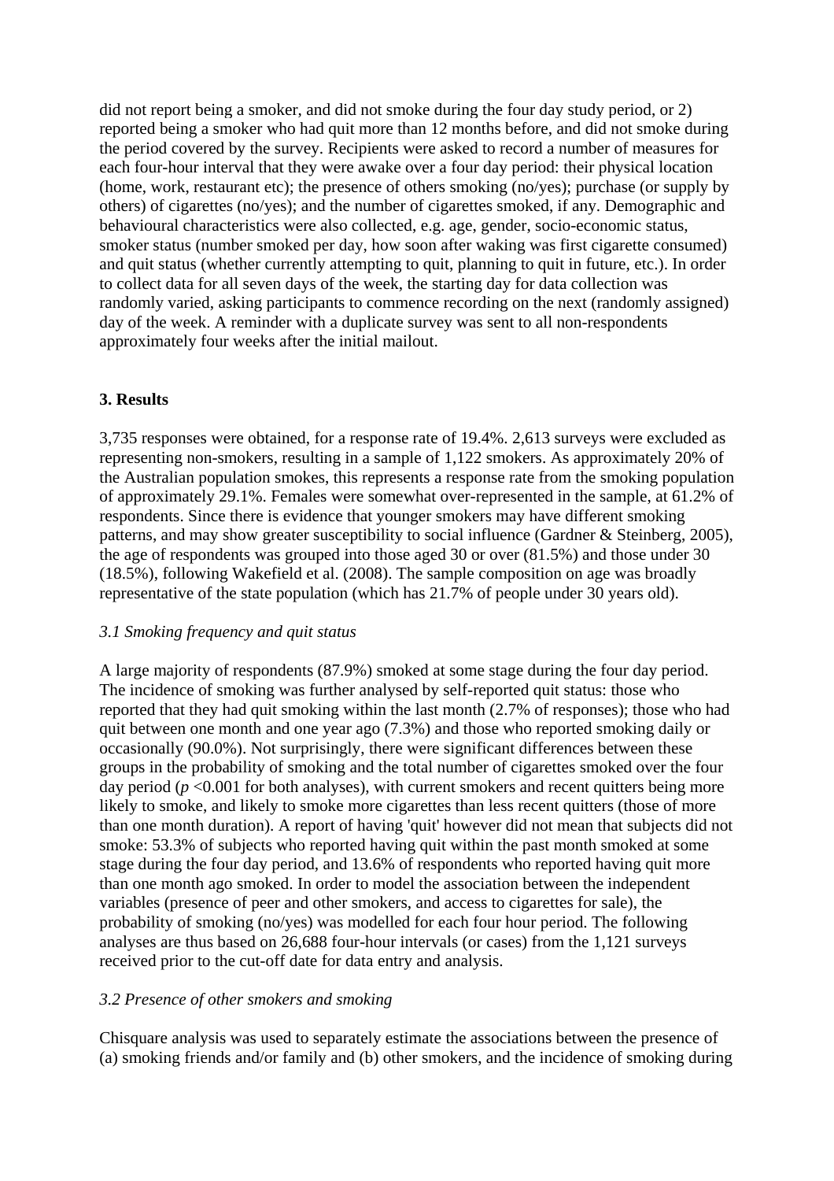did not report being a smoker, and did not smoke during the four day study period, or 2) reported being a smoker who had quit more than 12 months before, and did not smoke during the period covered by the survey. Recipients were asked to record a number of measures for each four-hour interval that they were awake over a four day period: their physical location (home, work, restaurant etc); the presence of others smoking (no/yes); purchase (or supply by others) of cigarettes (no/yes); and the number of cigarettes smoked, if any. Demographic and behavioural characteristics were also collected, e.g. age, gender, socio-economic status, smoker status (number smoked per day, how soon after waking was first cigarette consumed) and quit status (whether currently attempting to quit, planning to quit in future, etc.). In order to collect data for all seven days of the week, the starting day for data collection was randomly varied, asking participants to commence recording on the next (randomly assigned) day of the week. A reminder with a duplicate survey was sent to all non-respondents approximately four weeks after the initial mailout.

## 3. Results

3,735 responses were obtained, for a response rate of 19.4%. 2,613 surveys were excluded as representing non-smokers, resulting in a sample of 1,122 smokers. As approximately 20% of the Australian population smokes, this represents a response rate from the smoking population of approximately 29.1%. Females were somewhat over-represented in the sample, at 61.2% of respondents. Since there is evidence that younger smokers may have different smoking patterns, and may show greater susceptibility to social influence (Gardner & Steinberg, 2005), the age of respondents was grouped into those aged 30 or over (81.5%) and those under 30 (18.5%), following Wakefield et al. (2008). The sample composition on age was broadly representative of the state population (which has 21.7% of people under 30 years old).

### *3.1 Smoking frequency and quit status*

A large majority of respondents (87.9%) smoked at some stage during the four day period. The incidence of smoking was further analysed by self-reported quit status: those who reported that they had quit smoking within the last month (2.7% of responses); those who had quit between one month and one year ago (7.3%) and those who reported smoking daily or occasionally (90.0%). Not surprisingly, there were significant differences between these groups in the probability of smoking and the total number of cigarettes smoked over the four day period ($p < 0.001$ for both analyses), with current smokers and recent quitters being more likely to smoke, and likely to smoke more cigarettes than less recent quitters (those of more than one month duration). A report of having 'quit' however did not mean that subjects did not smoke: 53.3% of subjects who reported having quit within the past month smoked at some stage during the four day period, and 13.6% of respondents who reported having quit more than one month ago smoked. In order to model the association between the independent variables (presence of peer and other smokers, and access to cigarettes for sale), the probability of smoking (no/yes) was modelled for each four hour period. The following analyses are thus based on 26,688 four-hour intervals (or cases) from the 1,121 surveys received prior to the cut-off date for data entry and analysis.

### *3.2 Presence of other smokers and smoking*

Chisquare analysis was used to separately estimate the associations between the presence of (a) smoking friends and/or family and (b) other smokers, and the incidence of smoking during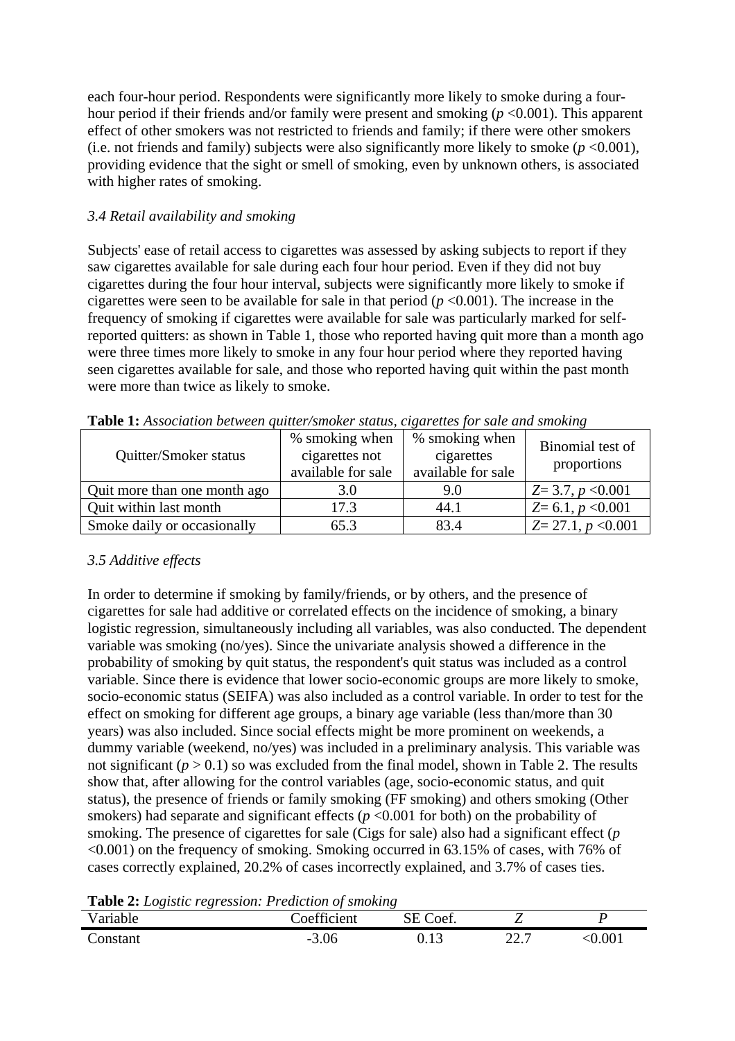each four-hour period. Respondents were significantly more likely to smoke during a four-hour period if their friends and/or family were present and smoking ($p$ <0.001). This apparent effect of other smokers was not restricted to friends and family; if there were other smokers (i.e. not friends and family) subjects were also significantly more likely to smoke ($p$ <0.001), providing evidence that the sight or smell of smoking, even by unknown others, is associated with higher rates of smoking.

### *3.4 Retail availability and smoking*

Subjects' ease of retail access to cigarettes was assessed by asking subjects to report if they saw cigarettes available for sale during each four hour period. Even if they did not buy cigarettes during the four hour interval, subjects were significantly more likely to smoke if cigarettes were seen to be available for sale in that period ($p$ <0.001). The increase in the frequency of smoking if cigarettes were available for sale was particularly marked for self-reported quitters: as shown in Table 1, those who reported having quit more than a month ago were three times more likely to smoke in any four hour period where they reported having seen cigarettes available for sale, and those who reported having quit within the past month were more than twice as likely to smoke.

**Table 1:** *Association between quitter/smoker status, cigarettes for sale and smoking*

| Quitter/Smoker status | % smoking when cigarettes not available for sale | % smoking when cigarettes available for sale | Binomial test of proportions |
|---|---|---|---|
| Quit more than one month ago | 3.0 | 9.0 | $Z$= 3.7, $p$ <0.001 |
| Quit within last month | 17.3 | 44.1 | $Z$= 6.1, $p$ <0.001 |
| Smoke daily or occasionally | 65.3 | 83.4 | $Z$= 27.1, $p$ <0.001 |

### *3.5 Additive effects*

In order to determine if smoking by family/friends, or by others, and the presence of cigarettes for sale had additive or correlated effects on the incidence of smoking, a binary logistic regression, simultaneously including all variables, was also conducted. The dependent variable was smoking (no/yes). Since the univariate analysis showed a difference in the probability of smoking by quit status, the respondent's quit status was included as a control variable. Since there is evidence that lower socio-economic groups are more likely to smoke, socio-economic status (SEIFA) was also included as a control variable. In order to test for the effect on smoking for different age groups, a binary age variable (less than/more than 30 years) was also included. Since social effects might be more prominent on weekends, a dummy variable (weekend, no/yes) was included in a preliminary analysis. This variable was not significant ($p$ > 0.1) so was excluded from the final model, shown in Table 2. The results show that, after allowing for the control variables (age, socio-economic status, and quit status), the presence of friends or family smoking (FF smoking) and others smoking (Other smokers) had separate and significant effects ($p$ <0.001 for both) on the probability of smoking. The presence of cigarettes for sale (Cigs for sale) also had a significant effect ($p$ <0.001) on the frequency of smoking. Smoking occurred in 63.15% of cases, with 76% of cases correctly explained, 20.2% of cases incorrectly explained, and 3.7% of cases ties.

**Table 2:** *Logistic regression: Prediction of smoking*

| Variable | Coefficient | SE Coef. | $Z$ | $P$ |
|---|---|---|---|---|
| Constant | -3.06 | 0.13 | 22.7 | <0.001 |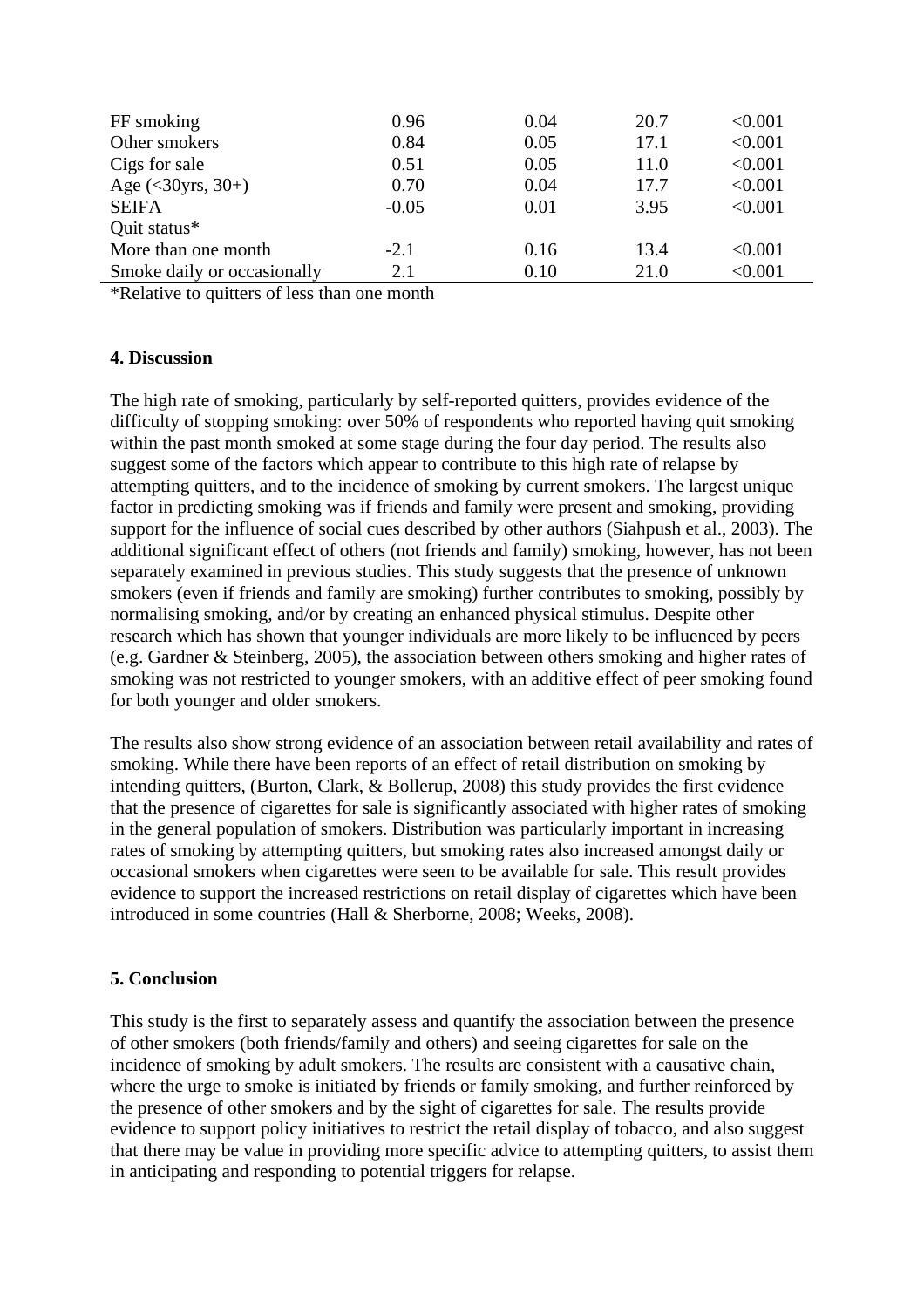| | | | | |
|---|---|---|---|---|
| FF smoking | 0.96 | 0.04 | 20.7 | <0.001 |
| Other smokers | 0.84 | 0.05 | 17.1 | <0.001 |
| Cigs for sale | 0.51 | 0.05 | 11.0 | <0.001 |
| Age (<30yrs, 30+) | 0.70 | 0.04 | 17.7 | <0.001 |
| SEIFA | -0.05 | 0.01 | 3.95 | <0.001 |
| Quit status* | | | | |
| More than one month | -2.1 | 0.16 | 13.4 | <0.001 |
| Smoke daily or occasionally | 2.1 | 0.10 | 21.0 | <0.001 |

*Relative to quitters of less than one month

## 4. Discussion

The high rate of smoking, particularly by self-reported quitters, provides evidence of the difficulty of stopping smoking: over 50% of respondents who reported having quit smoking within the past month smoked at some stage during the four day period. The results also suggest some of the factors which appear to contribute to this high rate of relapse by attempting quitters, and to the incidence of smoking by current smokers. The largest unique factor in predicting smoking was if friends and family were present and smoking, providing support for the influence of social cues described by other authors (Siahpush et al., 2003). The additional significant effect of others (not friends and family) smoking, however, has not been separately examined in previous studies. This study suggests that the presence of unknown smokers (even if friends and family are smoking) further contributes to smoking, possibly by normalising smoking, and/or by creating an enhanced physical stimulus. Despite other research which has shown that younger individuals are more likely to be influenced by peers (e.g. Gardner & Steinberg, 2005), the association between others smoking and higher rates of smoking was not restricted to younger smokers, with an additive effect of peer smoking found for both younger and older smokers.

The results also show strong evidence of an association between retail availability and rates of smoking. While there have been reports of an effect of retail distribution on smoking by intending quitters, (Burton, Clark, & Bollerup, 2008) this study provides the first evidence that the presence of cigarettes for sale is significantly associated with higher rates of smoking in the general population of smokers. Distribution was particularly important in increasing rates of smoking by attempting quitters, but smoking rates also increased amongst daily or occasional smokers when cigarettes were seen to be available for sale. This result provides evidence to support the increased restrictions on retail display of cigarettes which have been introduced in some countries (Hall & Sherborne, 2008; Weeks, 2008).

## 5. Conclusion

This study is the first to separately assess and quantify the association between the presence of other smokers (both friends/family and others) and seeing cigarettes for sale on the incidence of smoking by adult smokers. The results are consistent with a causative chain, where the urge to smoke is initiated by friends or family smoking, and further reinforced by the presence of other smokers and by the sight of cigarettes for sale. The results provide evidence to support policy initiatives to restrict the retail display of tobacco, and also suggest that there may be value in providing more specific advice to attempting quitters, to assist them in anticipating and responding to potential triggers for relapse.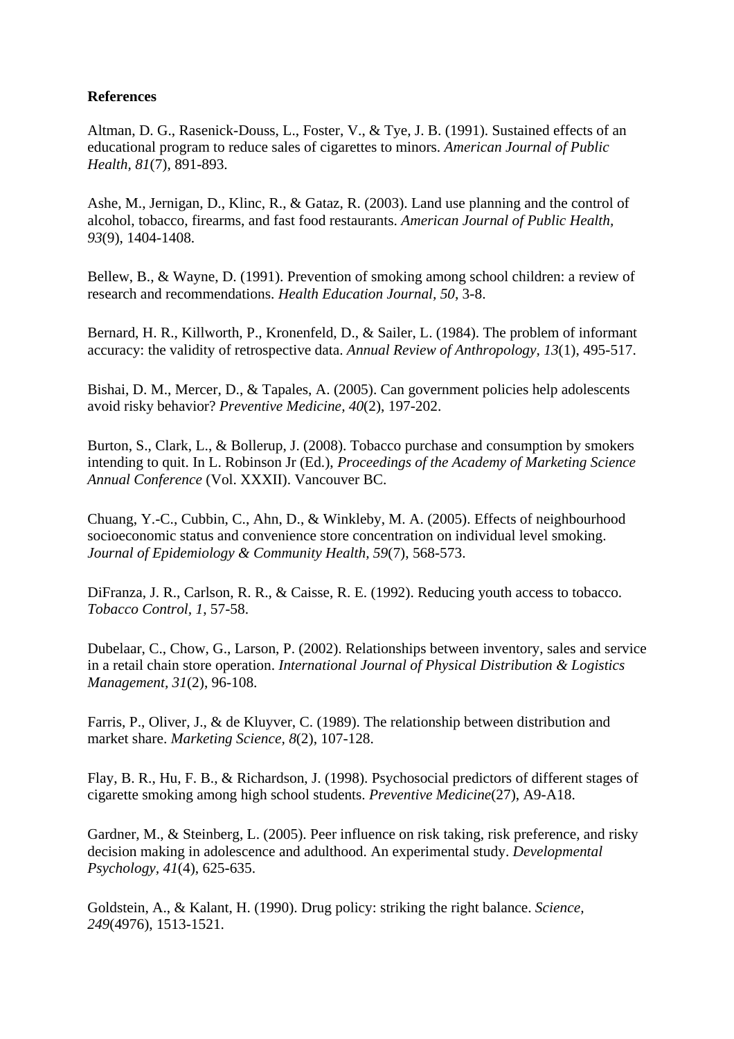**References**

Altman, D. G., Rasenick-Douss, L., Foster, V., & Tye, J. B. (1991). Sustained effects of an educational program to reduce sales of cigarettes to minors. *American Journal of Public Health, 81*(7), 891-893.

Ashe, M., Jernigan, D., Klinc, R., & Gataz, R. (2003). Land use planning and the control of alcohol, tobacco, firearms, and fast food restaurants. *American Journal of Public Health, 93*(9), 1404-1408.

Bellew, B., & Wayne, D. (1991). Prevention of smoking among school children: a review of research and recommendations. *Health Education Journal, 50*, 3-8.

Bernard, H. R., Killworth, P., Kronenfeld, D., & Sailer, L. (1984). The problem of informant accuracy: the validity of retrospective data. *Annual Review of Anthropology, 13*(1), 495-517.

Bishai, D. M., Mercer, D., & Tapales, A. (2005). Can government policies help adolescents avoid risky behavior? *Preventive Medicine, 40*(2), 197-202.

Burton, S., Clark, L., & Bollerup, J. (2008). Tobacco purchase and consumption by smokers intending to quit. In L. Robinson Jr (Ed.), *Proceedings of the Academy of Marketing Science Annual Conference* (Vol. XXXII). Vancouver BC.

Chuang, Y.-C., Cubbin, C., Ahn, D., & Winkleby, M. A. (2005). Effects of neighbourhood socioeconomic status and convenience store concentration on individual level smoking. *Journal of Epidemiology & Community Health, 59*(7), 568-573.

DiFranza, J. R., Carlson, R. R., & Caisse, R. E. (1992). Reducing youth access to tobacco. *Tobacco Control, 1*, 57-58.

Dubelaar, C., Chow, G., Larson, P. (2002). Relationships between inventory, sales and service in a retail chain store operation. *International Journal of Physical Distribution & Logistics Management, 31*(2), 96-108.

Farris, P., Oliver, J., & de Kluyver, C. (1989). The relationship between distribution and market share. *Marketing Science, 8*(2), 107-128.

Flay, B. R., Hu, F. B., & Richardson, J. (1998). Psychosocial predictors of different stages of cigarette smoking among high school students. *Preventive Medicine*(27), A9-A18.

Gardner, M., & Steinberg, L. (2005). Peer influence on risk taking, risk preference, and risky decision making in adolescence and adulthood. An experimental study. *Developmental Psychology, 41*(4), 625-635.

Goldstein, A., & Kalant, H. (1990). Drug policy: striking the right balance. *Science, 249*(4976), 1513-1521.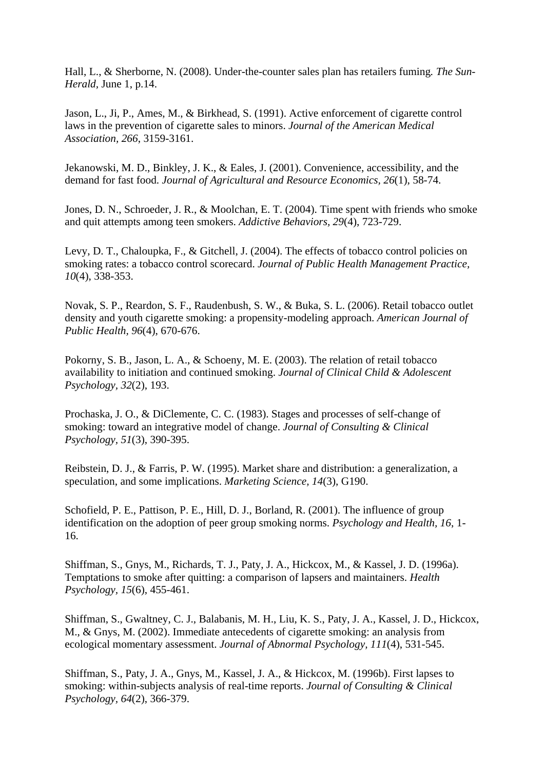Hall, L., & Sherborne, N. (2008). Under-the-counter sales plan has retailers fuming. *The Sun-Herald*, June 1, p.14.

Jason, L., Ji, P., Ames, M., & Birkhead, S. (1991). Active enforcement of cigarette control laws in the prevention of cigarette sales to minors. *Journal of the American Medical Association*, *266*, 3159-3161.

Jekanowski, M. D., Binkley, J. K., & Eales, J. (2001). Convenience, accessibility, and the demand for fast food. *Journal of Agricultural and Resource Economics*, *26*(1), 58-74.

Jones, D. N., Schroeder, J. R., & Moolchan, E. T. (2004). Time spent with friends who smoke and quit attempts among teen smokers. *Addictive Behaviors, 29*(4), 723-729.

Levy, D. T., Chaloupka, F., & Gitchell, J. (2004). The effects of tobacco control policies on smoking rates: a tobacco control scorecard. *Journal of Public Health Management Practice, 10*(4), 338-353.

Novak, S. P., Reardon, S. F., Raudenbush, S. W., & Buka, S. L. (2006). Retail tobacco outlet density and youth cigarette smoking: a propensity-modeling approach. *American Journal of Public Health*, *96*(4), 670-676.

Pokorny, S. B., Jason, L. A., & Schoeny, M. E. (2003). The relation of retail tobacco availability to initiation and continued smoking. *Journal of Clinical Child & Adolescent Psychology*, *32*(2), 193.

Prochaska, J. O., & DiClemente, C. C. (1983). Stages and processes of self-change of smoking: toward an integrative model of change. *Journal of Consulting & Clinical Psychology*, *51*(3), 390-395.

Reibstein, D. J., & Farris, P. W. (1995). Market share and distribution: a generalization, a speculation, and some implications. *Marketing Science, 14*(3), G190.

Schofield, P. E., Pattison, P. E., Hill, D. J., Borland, R. (2001). The influence of group identification on the adoption of peer group smoking norms. *Psychology and Health*, *16*, 1-16.

Shiffman, S., Gnys, M., Richards, T. J., Paty, J. A., Hickcox, M., & Kassel, J. D. (1996a). Temptations to smoke after quitting: a comparison of lapsers and maintainers. *Health Psychology*, *15*(6), 455-461.

Shiffman, S., Gwaltney, C. J., Balabanis, M. H., Liu, K. S., Paty, J. A., Kassel, J. D., Hickcox, M., & Gnys, M. (2002). Immediate antecedents of cigarette smoking: an analysis from ecological momentary assessment. *Journal of Abnormal Psychology, 111*(4), 531-545.

Shiffman, S., Paty, J. A., Gnys, M., Kassel, J. A., & Hickcox, M. (1996b). First lapses to smoking: within-subjects analysis of real-time reports. *Journal of Consulting & Clinical Psychology*, *64*(2), 366-379.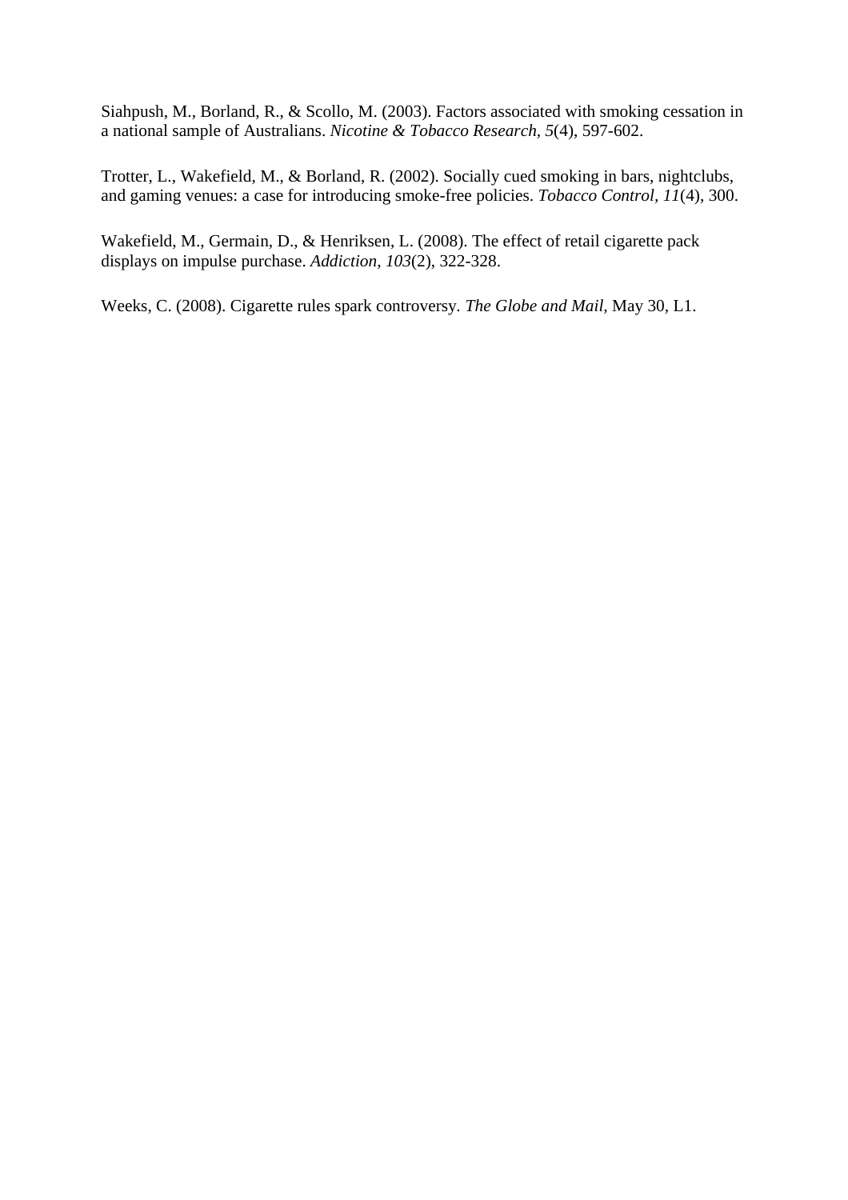Siahpush, M., Borland, R., & Scollo, M. (2003). Factors associated with smoking cessation in a national sample of Australians. *Nicotine & Tobacco Research, 5*(4), 597-602.

Trotter, L., Wakefield, M., & Borland, R. (2002). Socially cued smoking in bars, nightclubs, and gaming venues: a case for introducing smoke-free policies. *Tobacco Control, 11*(4), 300.

Wakefield, M., Germain, D., & Henriksen, L. (2008). The effect of retail cigarette pack displays on impulse purchase. *Addiction, 103*(2), 322-328.

Weeks, C. (2008). Cigarette rules spark controversy. *The Globe and Mail,* May 30, L1.